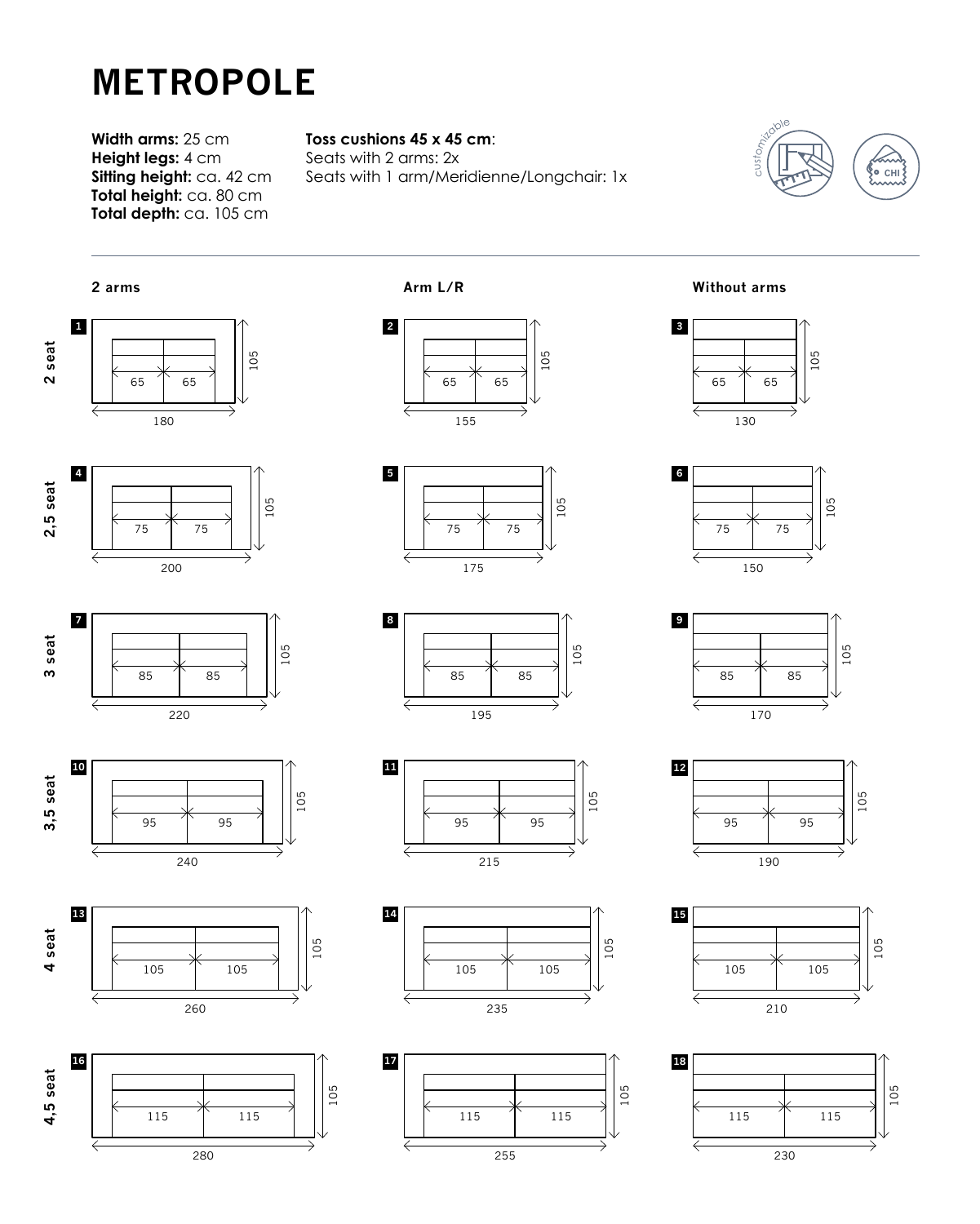# METROPOLE

**Width arms:** 25 cm
**Height legs:** 4 cm
**Sitting height:** ca. 42 cm
**Total height:** ca. 80 cm
**Total depth:** ca. 105 cm

**Toss cushions 45 x 45 cm**:
Seats with 2 arms: 2x
Seats with 1 arm/Meridienne/Longchair: 1x

customizable

CHI

| | 2 arms | Arm L/R | Without arms |
|---|---|---|---|
| 2 seat | 1: 65 / 65 — 180 x 105 | 2: 65 / 65 — 155 x 105 | 3: 65 / 65 — 130 x 105 |
| 2,5 seat | 4: 75 / 75 — 200 x 105 | 5: 75 / 75 — 175 x 105 | 6: 75 / 75 — 150 x 105 |
| 3 seat | 7: 85 / 85 — 220 x 105 | 8: 85 / 85 — 195 x 105 | 9: 85 / 85 — 170 x 105 |
| 3,5 seat | 10: 95 / 95 — 240 x 105 | 11: 95 / 95 — 215 x 105 | 12: 95 / 95 — 190 x 105 |
| 4 seat | 13: 105 / 105 — 260 x 105 | 14: 105 / 105 — 235 x 105 | 15: 105 / 105 — 210 x 105 |
| 4,5 seat | 16: 115 / 115 — 280 x 105 | 17: 115 / 115 — 255 x 105 | 18: 115 / 115 — 230 x 105 |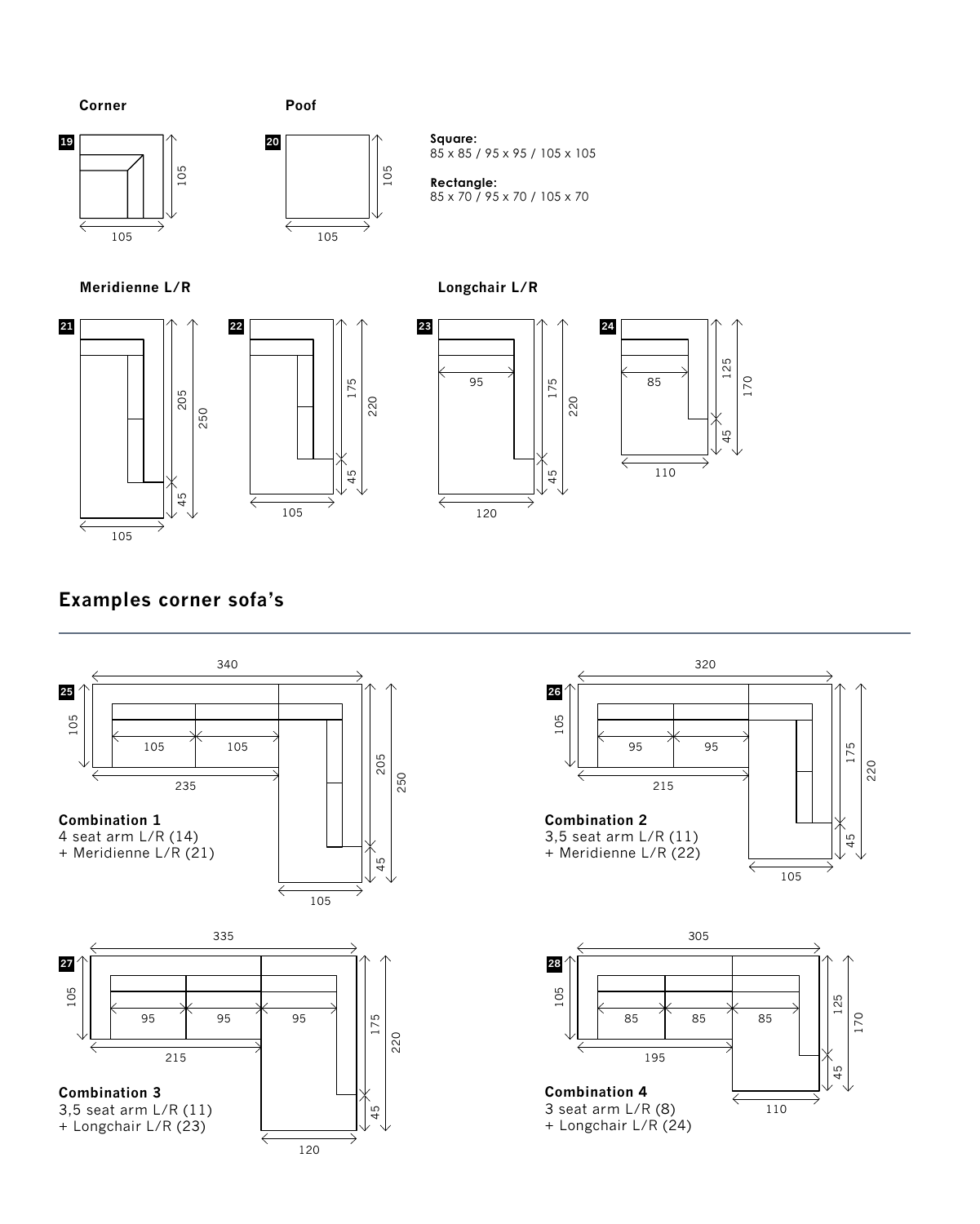**Corner**

19

105

105

**Poof**

20

105

105

**Square:**
85 x 85 / 95 x 95 / 105 x 105

**Rectangle:**
85 x 70 / 95 x 70 / 105 x 70

**Meridienne L/R**

21

205

250

45

105

22

175

220

45

105

**Longchair L/R**

23

95

175

220

45

120

24

85

125

170

45

110

## Examples corner sofa's

25

340

105

105

105

235

205

250

45

105

**Combination 1**
4 seat arm L/R (14)
+ Meridienne L/R (21)

26

320

105

95

95

215

175

220

45

105

**Combination 2**
3,5 seat arm L/R (11)
+ Meridienne L/R (22)

27

335

105

95

95

95

215

175

220

45

120

**Combination 3**
3,5 seat arm L/R (11)
+ Longchair L/R (23)

28

305

105

85

85

85

195

125

170

45

110

**Combination 4**
3 seat arm L/R (8)
+ Longchair L/R (24)